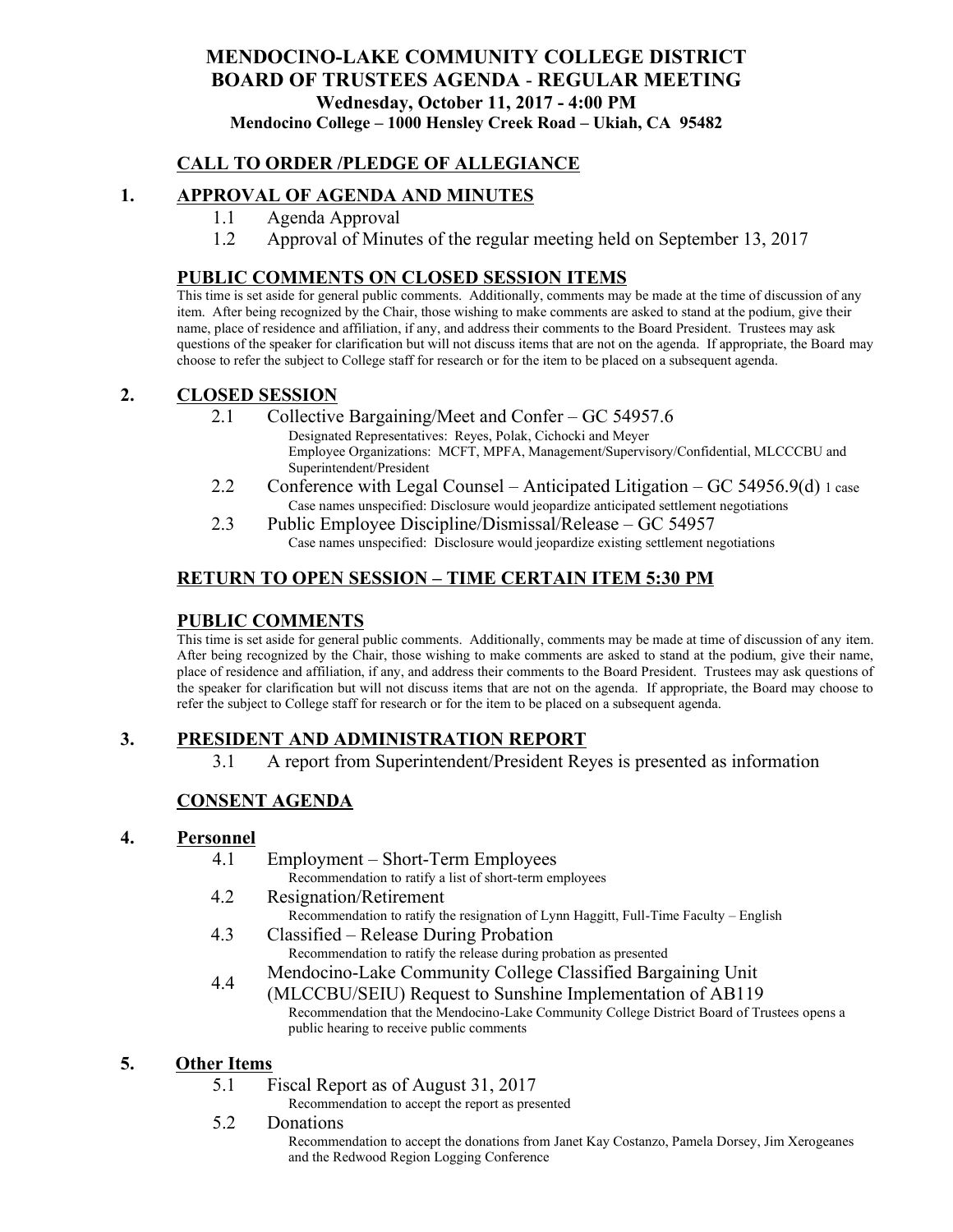# MENDOCINO-LAKE COMMUNITY COLLEGE DISTRICT
## BOARD OF TRUSTEES AGENDA - REGULAR MEETING
### Wednesday, October 11, 2017 - 4:00 PM
### Mendocino College – 1000 Hensley Creek Road – Ukiah, CA 95482

## CALL TO ORDER /PLEDGE OF ALLEGIANCE

## 1. APPROVAL OF AGENDA AND MINUTES

1.1 Agenda Approval

1.2 Approval of Minutes of the regular meeting held on September 13, 2017

## PUBLIC COMMENTS ON CLOSED SESSION ITEMS

This time is set aside for general public comments. Additionally, comments may be made at the time of discussion of any item. After being recognized by the Chair, those wishing to make comments are asked to stand at the podium, give their name, place of residence and affiliation, if any, and address their comments to the Board President. Trustees may ask questions of the speaker for clarification but will not discuss items that are not on the agenda. If appropriate, the Board may choose to refer the subject to College staff for research or for the item to be placed on a subsequent agenda.

## 2. CLOSED SESSION

2.1 Collective Bargaining/Meet and Confer – GC 54957.6
   Designated Representatives: Reyes, Polak, Cichocki and Meyer
   Employee Organizations: MCFT, MPFA, Management/Supervisory/Confidential, MLCCCBU and Superintendent/President

2.2 Conference with Legal Counsel – Anticipated Litigation – GC 54956.9(d) 1 case
   Case names unspecified: Disclosure would jeopardize anticipated settlement negotiations

2.3 Public Employee Discipline/Dismissal/Release – GC 54957
   Case names unspecified: Disclosure would jeopardize existing settlement negotiations

## RETURN TO OPEN SESSION – TIME CERTAIN ITEM 5:30 PM

## PUBLIC COMMENTS

This time is set aside for general public comments. Additionally, comments may be made at time of discussion of any item. After being recognized by the Chair, those wishing to make comments are asked to stand at the podium, give their name, place of residence and affiliation, if any, and address their comments to the Board President. Trustees may ask questions of the speaker for clarification but will not discuss items that are not on the agenda. If appropriate, the Board may choose to refer the subject to College staff for research or for the item to be placed on a subsequent agenda.

## 3. PRESIDENT AND ADMINISTRATION REPORT

3.1 A report from Superintendent/President Reyes is presented as information

## CONSENT AGENDA

## 4. Personnel

4.1 Employment – Short-Term Employees
   Recommendation to ratify a list of short-term employees

4.2 Resignation/Retirement
   Recommendation to ratify the resignation of Lynn Haggitt, Full-Time Faculty – English

4.3 Classified – Release During Probation
   Recommendation to ratify the release during probation as presented

4.4 Mendocino-Lake Community College Classified Bargaining Unit (MLCCBU/SEIU) Request to Sunshine Implementation of AB119
   Recommendation that the Mendocino-Lake Community College District Board of Trustees opens a public hearing to receive public comments

## 5. Other Items

5.1 Fiscal Report as of August 31, 2017
   Recommendation to accept the report as presented

5.2 Donations
   Recommendation to accept the donations from Janet Kay Costanzo, Pamela Dorsey, Jim Xerogeanes and the Redwood Region Logging Conference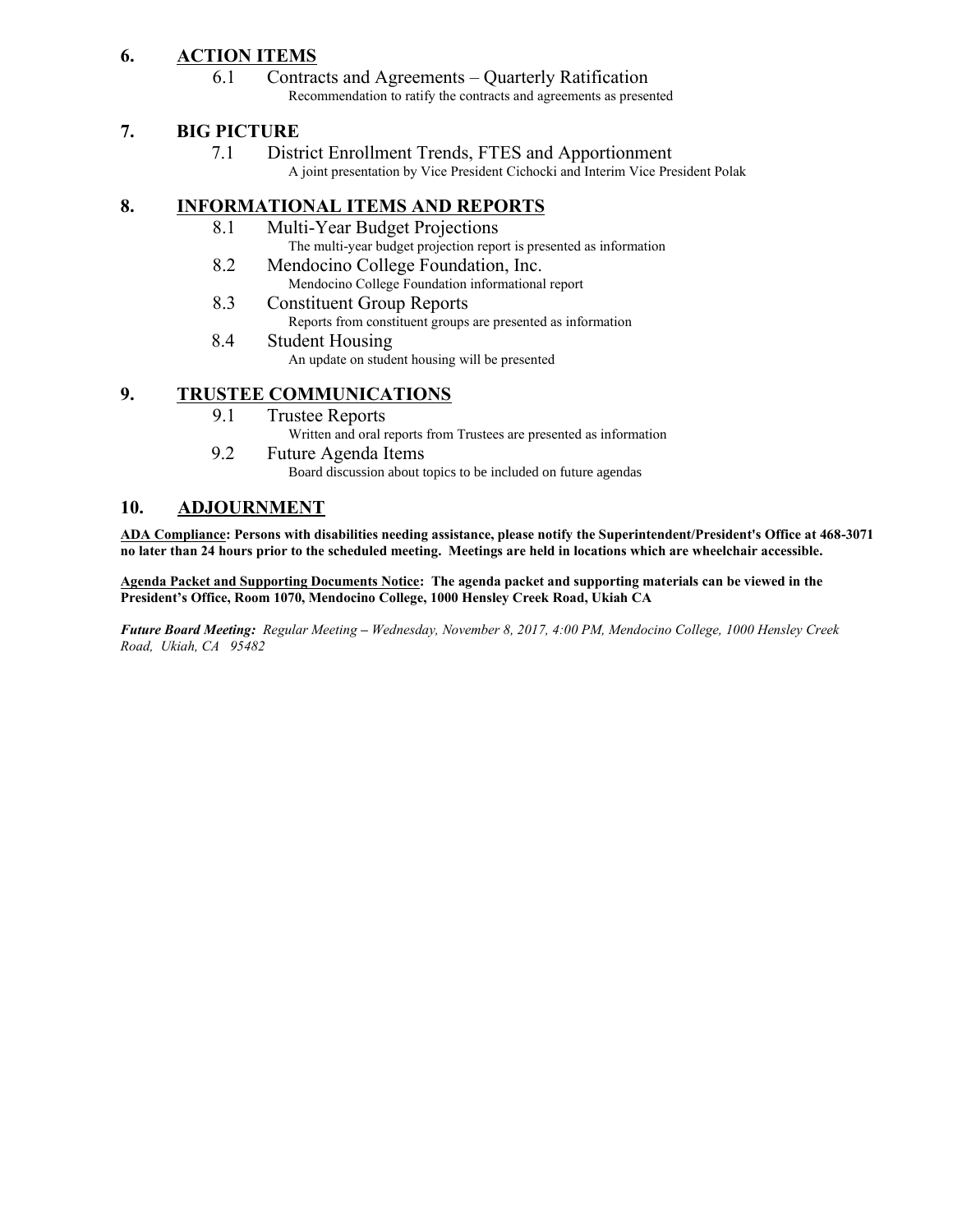## 6. ACTION ITEMS

6.1 Contracts and Agreements – Quarterly Ratification
Recommendation to ratify the contracts and agreements as presented

## 7. BIG PICTURE

7.1 District Enrollment Trends, FTES and Apportionment
A joint presentation by Vice President Cichocki and Interim Vice President Polak

## 8. INFORMATIONAL ITEMS AND REPORTS

8.1 Multi-Year Budget Projections
The multi-year budget projection report is presented as information

8.2 Mendocino College Foundation, Inc.
Mendocino College Foundation informational report

8.3 Constituent Group Reports
Reports from constituent groups are presented as information

8.4 Student Housing
An update on student housing will be presented

## 9. TRUSTEE COMMUNICATIONS

9.1 Trustee Reports
Written and oral reports from Trustees are presented as information

9.2 Future Agenda Items
Board discussion about topics to be included on future agendas

## 10. ADJOURNMENT

**ADA Compliance: Persons with disabilities needing assistance, please notify the Superintendent/President's Office at 468-3071 no later than 24 hours prior to the scheduled meeting. Meetings are held in locations which are wheelchair accessible.**

**Agenda Packet and Supporting Documents Notice: The agenda packet and supporting materials can be viewed in the President's Office, Room 1070, Mendocino College, 1000 Hensley Creek Road, Ukiah CA**

***Future Board Meeting:*** *Regular Meeting – Wednesday, November 8, 2017, 4:00 PM, Mendocino College, 1000 Hensley Creek Road, Ukiah, CA 95482*